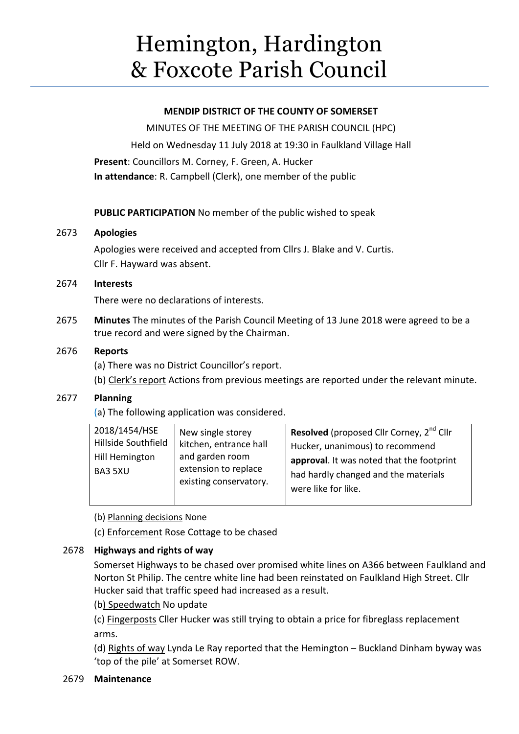# Hemington, Hardington & Foxcote Parish Council

**MENDIP DISTRICT OF THE COUNTY OF SOMERSET**

MINUTES OF THE MEETING OF THE PARISH COUNCIL (HPC)

Held on Wednesday 11 July 2018 at 19:30 in Faulkland Village Hall

**Present**: Councillors M. Corney, F. Green, A. Hucker

**In attendance**: R. Campbell (Clerk), one member of the public

**PUBLIC PARTICIPATION** No member of the public wished to speak

2673 **Apologies**

Apologies were received and accepted from Cllrs J. Blake and V. Curtis.
Cllr F. Hayward was absent.

2674 **Interests**

There were no declarations of interests.

2675 **Minutes** The minutes of the Parish Council Meeting of 13 June 2018 were agreed to be a true record and were signed by the Chairman.

2676 **Reports**

(a) There was no District Councillor's report.

(b) Clerk's report Actions from previous meetings are reported under the relevant minute.

2677 **Planning**

(a) The following application was considered.

| 2018/1454/HSE Hillside Southfield Hill Hemington BA3 5XU | New single storey kitchen, entrance hall and garden room extension to replace existing conservatory. | **Resolved** (proposed Cllr Corney, 2nd Cllr Hucker, unanimous) to recommend **approval**. It was noted that the footprint had hardly changed and the materials were like for like. |
|---|---|---|

(b) Planning decisions None

(c) Enforcement Rose Cottage to be chased

2678 **Highways and rights of way**

Somerset Highways to be chased over promised white lines on A366 between Faulkland and Norton St Philip. The centre white line had been reinstated on Faulkland High Street. Cllr Hucker said that traffic speed had increased as a result.

(b) Speedwatch No update

(c) Fingerposts Cller Hucker was still trying to obtain a price for fibreglass replacement arms.

(d) Rights of way Lynda Le Ray reported that the Hemington – Buckland Dinham byway was 'top of the pile' at Somerset ROW.

2679 **Maintenance**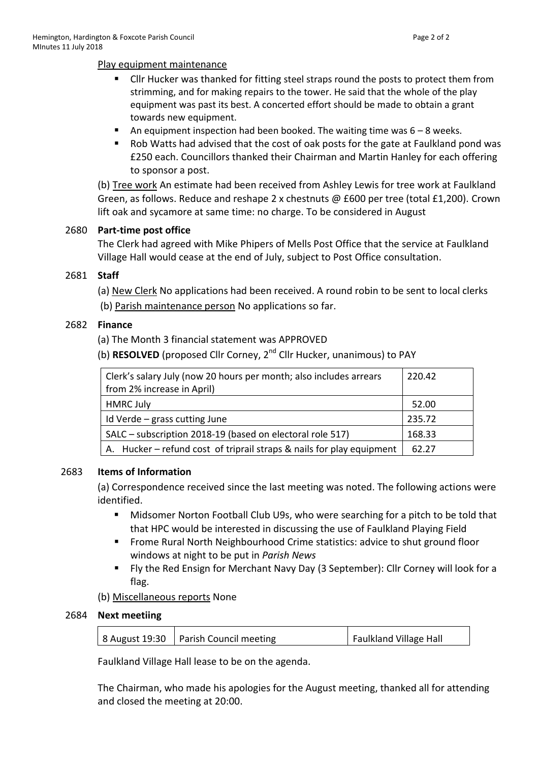Play equipment maintenance

- Cllr Hucker was thanked for fitting steel straps round the posts to protect them from strimming, and for making repairs to the tower. He said that the whole of the play equipment was past its best. A concerted effort should be made to obtain a grant towards new equipment.
- An equipment inspection had been booked. The waiting time was 6 – 8 weeks.
- Rob Watts had advised that the cost of oak posts for the gate at Faulkland pond was £250 each. Councillors thanked their Chairman and Martin Hanley for each offering to sponsor a post.

(b) Tree work An estimate had been received from Ashley Lewis for tree work at Faulkland Green, as follows. Reduce and reshape 2 x chestnuts @ £600 per tree (total £1,200). Crown lift oak and sycamore at same time: no charge. To be considered in August

2680 **Part-time post office**

The Clerk had agreed with Mike Phipers of Mells Post Office that the service at Faulkland Village Hall would cease at the end of July, subject to Post Office consultation.

2681 **Staff**

(a) New Clerk No applications had been received. A round robin to be sent to local clerks

(b) Parish maintenance person No applications so far.

2682 **Finance**

(a) The Month 3 financial statement was APPROVED

(b) **RESOLVED** (proposed Cllr Corney, 2nd Cllr Hucker, unanimous) to PAY

| | |
|---|---|
| Clerk's salary July (now 20 hours per month; also includes arrears from 2% increase in April) | 220.42 |
| HMRC July | 52.00 |
| Id Verde – grass cutting June | 235.72 |
| SALC – subscription 2018-19 (based on electoral role 517) | 168.33 |
| A. Hucker – refund cost of triprail straps & nails for play equipment | 62.27 |

2683 **Items of Information**

(a) Correspondence received since the last meeting was noted. The following actions were identified.

- Midsomer Norton Football Club U9s, who were searching for a pitch to be told that that HPC would be interested in discussing the use of Faulkland Playing Field
- Frome Rural North Neighbourhood Crime statistics: advice to shut ground floor windows at night to be put in *Parish News*
- Fly the Red Ensign for Merchant Navy Day (3 September): Cllr Corney will look for a flag.

(b) Miscellaneous reports None

2684 **Next meetiing**

| | | |
|---|---|---|
| 8 August 19:30 | Parish Council meeting | Faulkland Village Hall |

Faulkland Village Hall lease to be on the agenda.

The Chairman, who made his apologies for the August meeting, thanked all for attending and closed the meeting at 20:00.